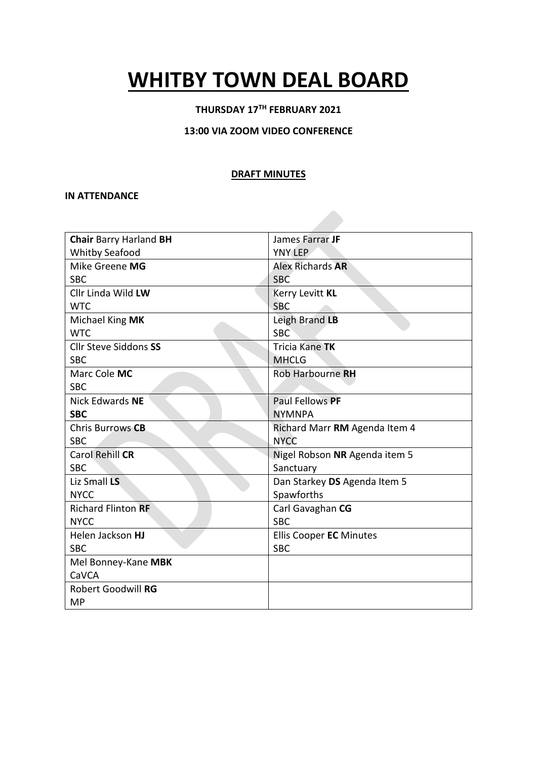# WHITBY TOWN DEAL BOARD

**THURSDAY 17TH FEBRUARY 2021**

**13:00 VIA ZOOM VIDEO CONFERENCE**

**DRAFT MINUTES**

**IN ATTENDANCE**

| | |
|---|---|
| **Chair** Barry Harland **BH**<br>Whitby Seafood | James Farrar **JF**<br>YNY LEP |
| Mike Greene **MG**<br>SBC | Alex Richards **AR**<br>SBC |
| Cllr Linda Wild **LW**<br>WTC | Kerry Levitt **KL**<br>SBC |
| Michael King **MK**<br>WTC | Leigh Brand **LB**<br>SBC |
| Cllr Steve Siddons **SS**<br>SBC | Tricia Kane **TK**<br>MHCLG |
| Marc Cole **MC**<br>SBC | Rob Harbourne **RH** |
| Nick Edwards **NE**<br>**SBC** | Paul Fellows **PF**<br>NYMNPA |
| Chris Burrows **CB**<br>SBC | Richard Marr **RM** Agenda Item 4<br>NYCC |
| Carol Rehill **CR**<br>SBC | Nigel Robson **NR** Agenda item 5<br>Sanctuary |
| Liz Small **LS**<br>NYCC | Dan Starkey **DS** Agenda Item 5<br>Spawforths |
| Richard Flinton **RF**<br>NYCC | Carl Gavaghan **CG**<br>SBC |
| Helen Jackson **HJ**<br>SBC | Ellis Cooper **EC** Minutes<br>SBC |
| Mel Bonney-Kane **MBK**<br>CaVCA | |
| Robert Goodwill **RG**<br>MP | |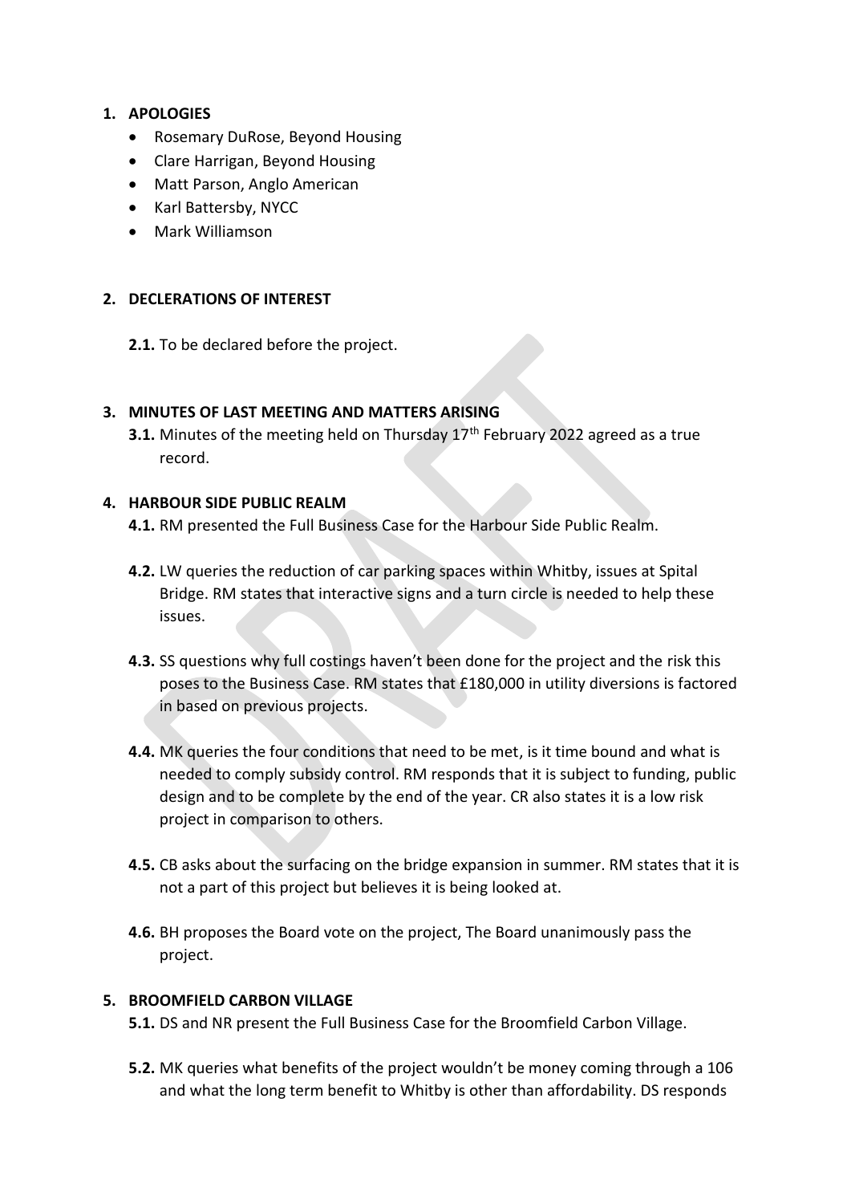1. **APOLOGIES**
   - Rosemary DuRose, Beyond Housing
   - Clare Harrigan, Beyond Housing
   - Matt Parson, Anglo American
   - Karl Battersby, NYCC
   - Mark Williamson

2. **DECLERATIONS OF INTEREST**

   **2.1.** To be declared before the project.

3. **MINUTES OF LAST MEETING AND MATTERS ARISING**

   **3.1.** Minutes of the meeting held on Thursday 17th February 2022 agreed as a true record.

4. **HARBOUR SIDE PUBLIC REALM**

   **4.1.** RM presented the Full Business Case for the Harbour Side Public Realm.

   **4.2.** LW queries the reduction of car parking spaces within Whitby, issues at Spital Bridge. RM states that interactive signs and a turn circle is needed to help these issues.

   **4.3.** SS questions why full costings haven't been done for the project and the risk this poses to the Business Case. RM states that £180,000 in utility diversions is factored in based on previous projects.

   **4.4.** MK queries the four conditions that need to be met, is it time bound and what is needed to comply subsidy control. RM responds that it is subject to funding, public design and to be complete by the end of the year. CR also states it is a low risk project in comparison to others.

   **4.5.** CB asks about the surfacing on the bridge expansion in summer. RM states that it is not a part of this project but believes it is being looked at.

   **4.6.** BH proposes the Board vote on the project, The Board unanimously pass the project.

5. **BROOMFIELD CARBON VILLAGE**

   **5.1.** DS and NR present the Full Business Case for the Broomfield Carbon Village.

   **5.2.** MK queries what benefits of the project wouldn't be money coming through a 106 and what the long term benefit to Whitby is other than affordability. DS responds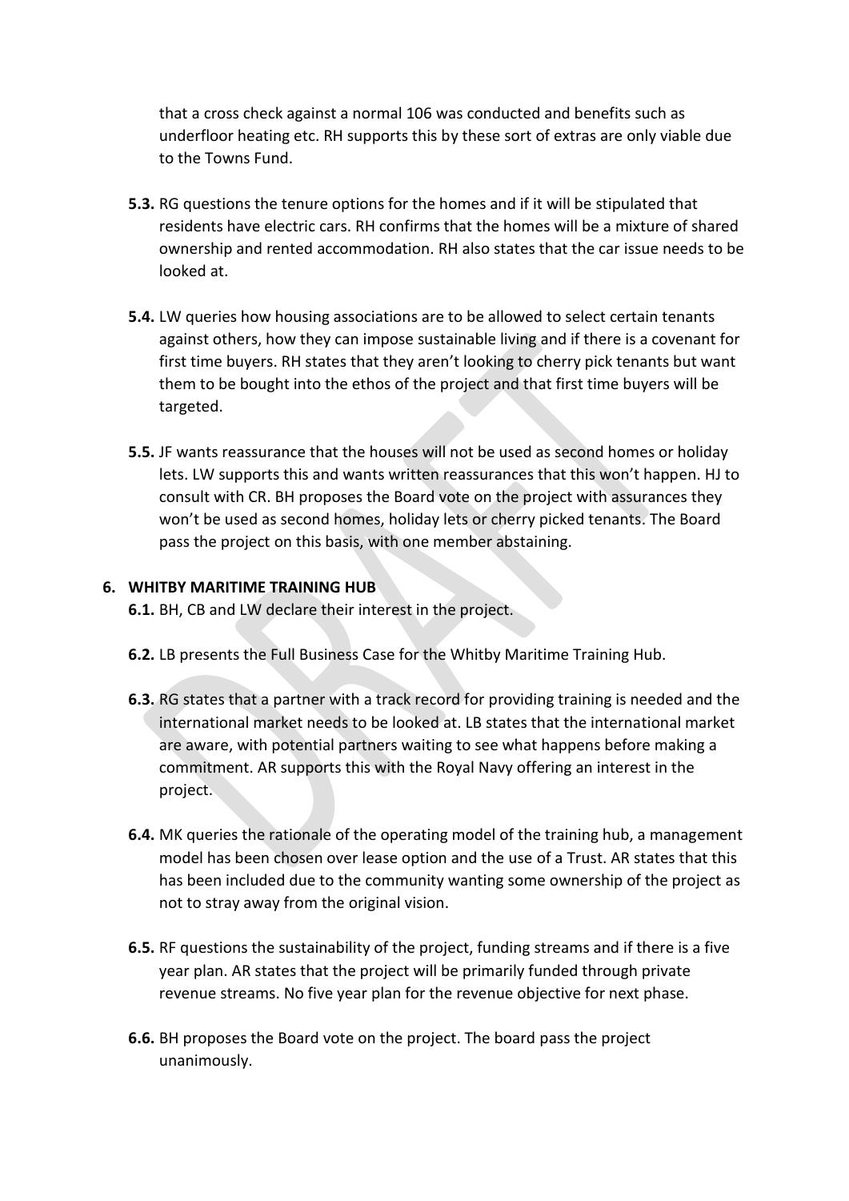that a cross check against a normal 106 was conducted and benefits such as underfloor heating etc. RH supports this by these sort of extras are only viable due to the Towns Fund.

**5.3.** RG questions the tenure options for the homes and if it will be stipulated that residents have electric cars. RH confirms that the homes will be a mixture of shared ownership and rented accommodation. RH also states that the car issue needs to be looked at.

**5.4.** LW queries how housing associations are to be allowed to select certain tenants against others, how they can impose sustainable living and if there is a covenant for first time buyers. RH states that they aren't looking to cherry pick tenants but want them to be bought into the ethos of the project and that first time buyers will be targeted.

**5.5.** JF wants reassurance that the houses will not be used as second homes or holiday lets. LW supports this and wants written reassurances that this won't happen. HJ to consult with CR. BH proposes the Board vote on the project with assurances they won't be used as second homes, holiday lets or cherry picked tenants. The Board pass the project on this basis, with one member abstaining.

## 6. WHITBY MARITIME TRAINING HUB

**6.1.** BH, CB and LW declare their interest in the project.

**6.2.** LB presents the Full Business Case for the Whitby Maritime Training Hub.

**6.3.** RG states that a partner with a track record for providing training is needed and the international market needs to be looked at. LB states that the international market are aware, with potential partners waiting to see what happens before making a commitment. AR supports this with the Royal Navy offering an interest in the project.

**6.4.** MK queries the rationale of the operating model of the training hub, a management model has been chosen over lease option and the use of a Trust. AR states that this has been included due to the community wanting some ownership of the project as not to stray away from the original vision.

**6.5.** RF questions the sustainability of the project, funding streams and if there is a five year plan. AR states that the project will be primarily funded through private revenue streams. No five year plan for the revenue objective for next phase.

**6.6.** BH proposes the Board vote on the project. The board pass the project unanimously.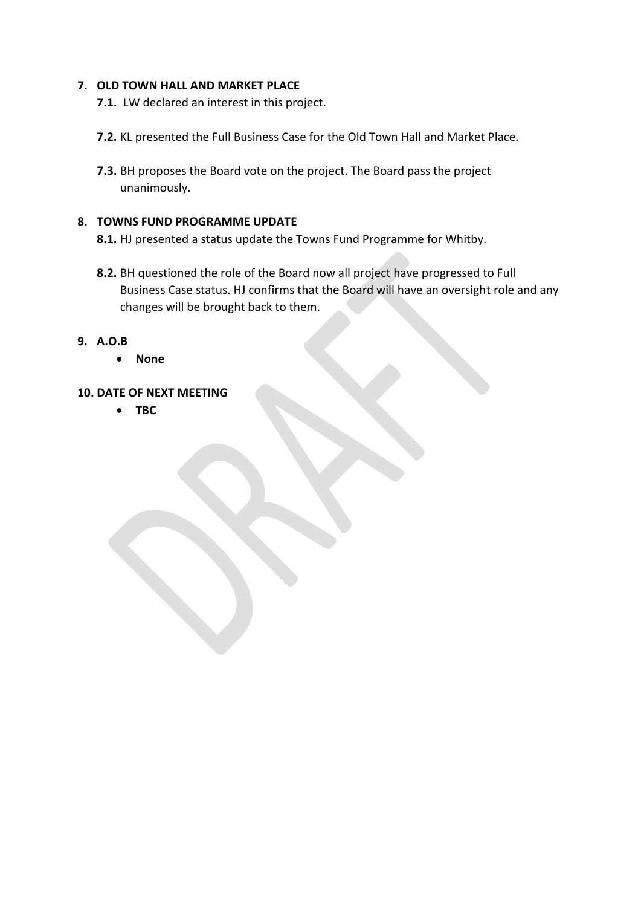7. **OLD TOWN HALL AND MARKET PLACE**

   **7.1.** LW declared an interest in this project.

   **7.2.** KL presented the Full Business Case for the Old Town Hall and Market Place.

   **7.3.** BH proposes the Board vote on the project. The Board pass the project unanimously.

8. **TOWNS FUND PROGRAMME UPDATE**

   **8.1.** HJ presented a status update the Towns Fund Programme for Whitby.

   **8.2.** BH questioned the role of the Board now all project have progressed to Full Business Case status. HJ confirms that the Board will have an oversight role and any changes will be brought back to them.

9. **A.O.B**
   - **None**

10. **DATE OF NEXT MEETING**
    - **TBC**